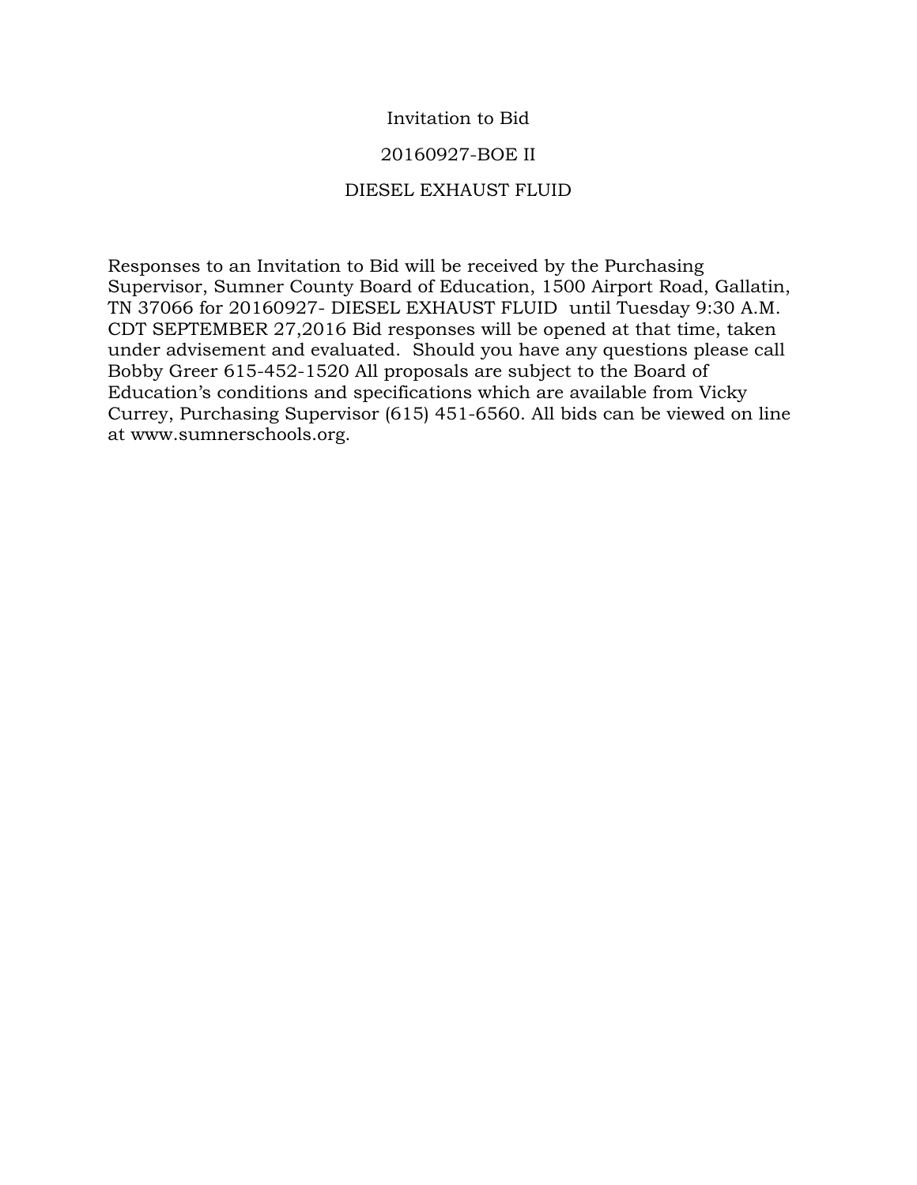# Invitation to Bid

## 20160927-BOE II

## DIESEL EXHAUST FLUID

Responses to an Invitation to Bid will be received by the Purchasing Supervisor, Sumner County Board of Education, 1500 Airport Road, Gallatin, TN 37066 for 20160927- DIESEL EXHAUST FLUID until Tuesday 9:30 A.M. CDT SEPTEMBER 27,2016 Bid responses will be opened at that time, taken under advisement and evaluated. Should you have any questions please call Bobby Greer 615-452-1520 All proposals are subject to the Board of Education's conditions and specifications which are available from Vicky Currey, Purchasing Supervisor (615) 451-6560. All bids can be viewed on line at www.sumnerschools.org.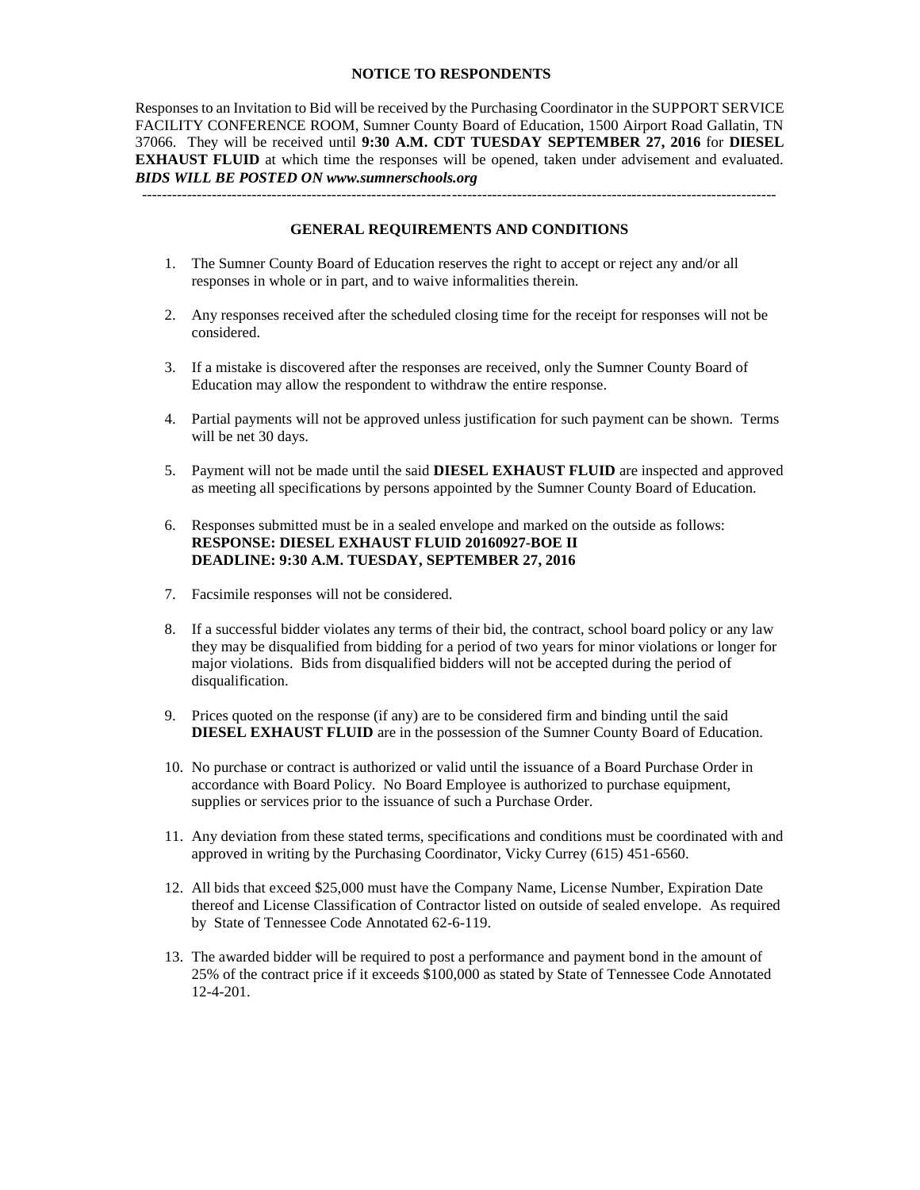## NOTICE TO RESPONDENTS

Responses to an Invitation to Bid will be received by the Purchasing Coordinator in the SUPPORT SERVICE FACILITY CONFERENCE ROOM, Sumner County Board of Education, 1500 Airport Road Gallatin, TN 37066. They will be received until **9:30 A.M. CDT TUESDAY SEPTEMBER 27, 2016** for **DIESEL EXHAUST FLUID** at which time the responses will be opened, taken under advisement and evaluated. ***BIDS WILL BE POSTED ON www.sumnerschools.org***

---

## GENERAL REQUIREMENTS AND CONDITIONS

1. The Sumner County Board of Education reserves the right to accept or reject any and/or all responses in whole or in part, and to waive informalities therein.

2. Any responses received after the scheduled closing time for the receipt for responses will not be considered.

3. If a mistake is discovered after the responses are received, only the Sumner County Board of Education may allow the respondent to withdraw the entire response.

4. Partial payments will not be approved unless justification for such payment can be shown. Terms will be net 30 days.

5. Payment will not be made until the said **DIESEL EXHAUST FLUID** are inspected and approved as meeting all specifications by persons appointed by the Sumner County Board of Education.

6. Responses submitted must be in a sealed envelope and marked on the outside as follows:
   **RESPONSE: DIESEL EXHAUST FLUID 20160927-BOE II**
   **DEADLINE: 9:30 A.M. TUESDAY, SEPTEMBER 27, 2016**

7. Facsimile responses will not be considered.

8. If a successful bidder violates any terms of their bid, the contract, school board policy or any law they may be disqualified from bidding for a period of two years for minor violations or longer for major violations. Bids from disqualified bidders will not be accepted during the period of disqualification.

9. Prices quoted on the response (if any) are to be considered firm and binding until the said **DIESEL EXHAUST FLUID** are in the possession of the Sumner County Board of Education.

10. No purchase or contract is authorized or valid until the issuance of a Board Purchase Order in accordance with Board Policy. No Board Employee is authorized to purchase equipment, supplies or services prior to the issuance of such a Purchase Order.

11. Any deviation from these stated terms, specifications and conditions must be coordinated with and approved in writing by the Purchasing Coordinator, Vicky Currey (615) 451-6560.

12. All bids that exceed $25,000 must have the Company Name, License Number, Expiration Date thereof and License Classification of Contractor listed on outside of sealed envelope. As required by State of Tennessee Code Annotated 62-6-119.

13. The awarded bidder will be required to post a performance and payment bond in the amount of 25% of the contract price if it exceeds $100,000 as stated by State of Tennessee Code Annotated 12-4-201.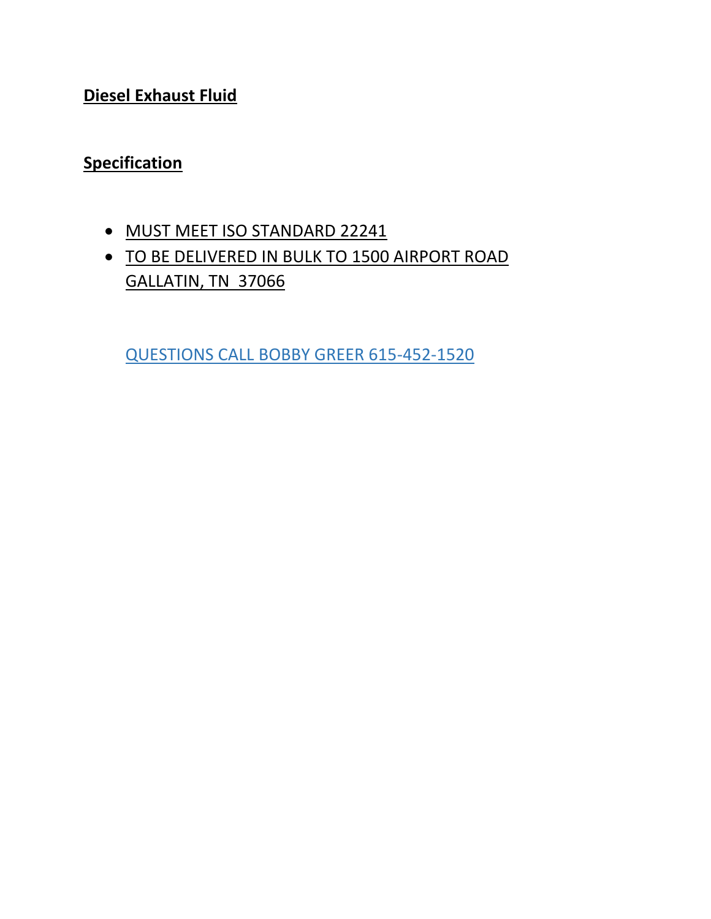**Diesel Exhaust Fluid**

**Specification**

- MUST MEET ISO STANDARD 22241
- TO BE DELIVERED IN BULK TO 1500 AIRPORT ROAD GALLATIN, TN 37066

QUESTIONS CALL BOBBY GREER 615-452-1520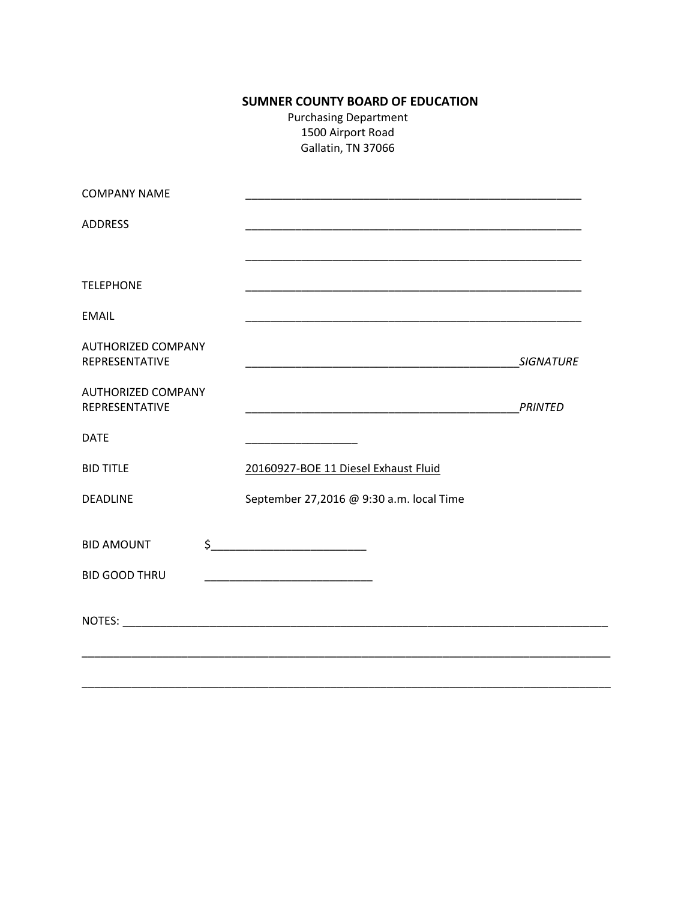**SUMNER COUNTY BOARD OF EDUCATION**

Purchasing Department
1500 Airport Road
Gallatin, TN 37066

COMPANY NAME _______________________________________________________

ADDRESS _______________________________________________________

_______________________________________________________

TELEPHONE _______________________________________________________

EMAIL _______________________________________________________

AUTHORIZED COMPANY REPRESENTATIVE ____________________________________________*SIGNATURE*

AUTHORIZED COMPANY REPRESENTATIVE ____________________________________________*PRINTED*

DATE __________________

BID TITLE 20160927-BOE 11 Diesel Exhaust Fluid

DEADLINE September 27,2016 @ 9:30 a.m. local Time

BID AMOUNT $_________________________

BID GOOD THRU ___________________________

NOTES: ______________________________________________________________________________

_____________________________________________________________________________________

_____________________________________________________________________________________